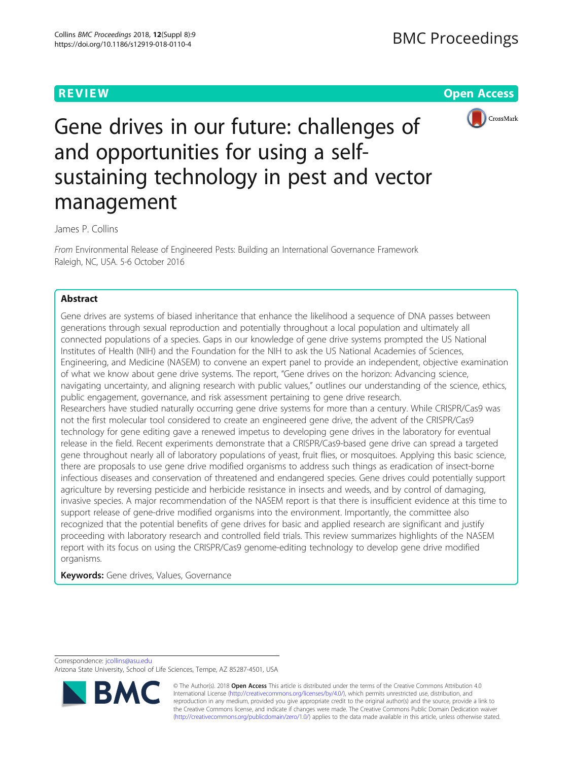REVIEW

Open Access

# Gene drives in our future: challenges of and opportunities for using a self-sustaining technology in pest and vector management

James P. Collins

*From* Environmental Release of Engineered Pests: Building an International Governance Framework
Raleigh, NC, USA. 5-6 October 2016

## Abstract

Gene drives are systems of biased inheritance that enhance the likelihood a sequence of DNA passes between generations through sexual reproduction and potentially throughout a local population and ultimately all connected populations of a species. Gaps in our knowledge of gene drive systems prompted the US National Institutes of Health (NIH) and the Foundation for the NIH to ask the US National Academies of Sciences, Engineering, and Medicine (NASEM) to convene an expert panel to provide an independent, objective examination of what we know about gene drive systems. The report, "Gene drives on the horizon: Advancing science, navigating uncertainty, and aligning research with public values," outlines our understanding of the science, ethics, public engagement, governance, and risk assessment pertaining to gene drive research.

Researchers have studied naturally occurring gene drive systems for more than a century. While CRISPR/Cas9 was not the first molecular tool considered to create an engineered gene drive, the advent of the CRISPR/Cas9 technology for gene editing gave a renewed impetus to developing gene drives in the laboratory for eventual release in the field. Recent experiments demonstrate that a CRISPR/Cas9-based gene drive can spread a targeted gene throughout nearly all of laboratory populations of yeast, fruit flies, or mosquitoes. Applying this basic science, there are proposals to use gene drive modified organisms to address such things as eradication of insect-borne infectious diseases and conservation of threatened and endangered species. Gene drives could potentially support agriculture by reversing pesticide and herbicide resistance in insects and weeds, and by control of damaging, invasive species. A major recommendation of the NASEM report is that there is insufficient evidence at this time to support release of gene-drive modified organisms into the environment. Importantly, the committee also recognized that the potential benefits of gene drives for basic and applied research are significant and justify proceeding with laboratory research and controlled field trials. This review summarizes highlights of the NASEM report with its focus on using the CRISPR/Cas9 genome-editing technology to develop gene drive modified organisms.

**Keywords:** Gene drives, Values, Governance

Correspondence: jcollins@asu.edu
Arizona State University, School of Life Sciences, Tempe, AZ 85287-4501, USA

© The Author(s). 2018 **Open Access** This article is distributed under the terms of the Creative Commons Attribution 4.0 International License (http://creativecommons.org/licenses/by/4.0/), which permits unrestricted use, distribution, and reproduction in any medium, provided you give appropriate credit to the original author(s) and the source, provide a link to the Creative Commons license, and indicate if changes were made. The Creative Commons Public Domain Dedication waiver (http://creativecommons.org/publicdomain/zero/1.0/) applies to the data made available in this article, unless otherwise stated.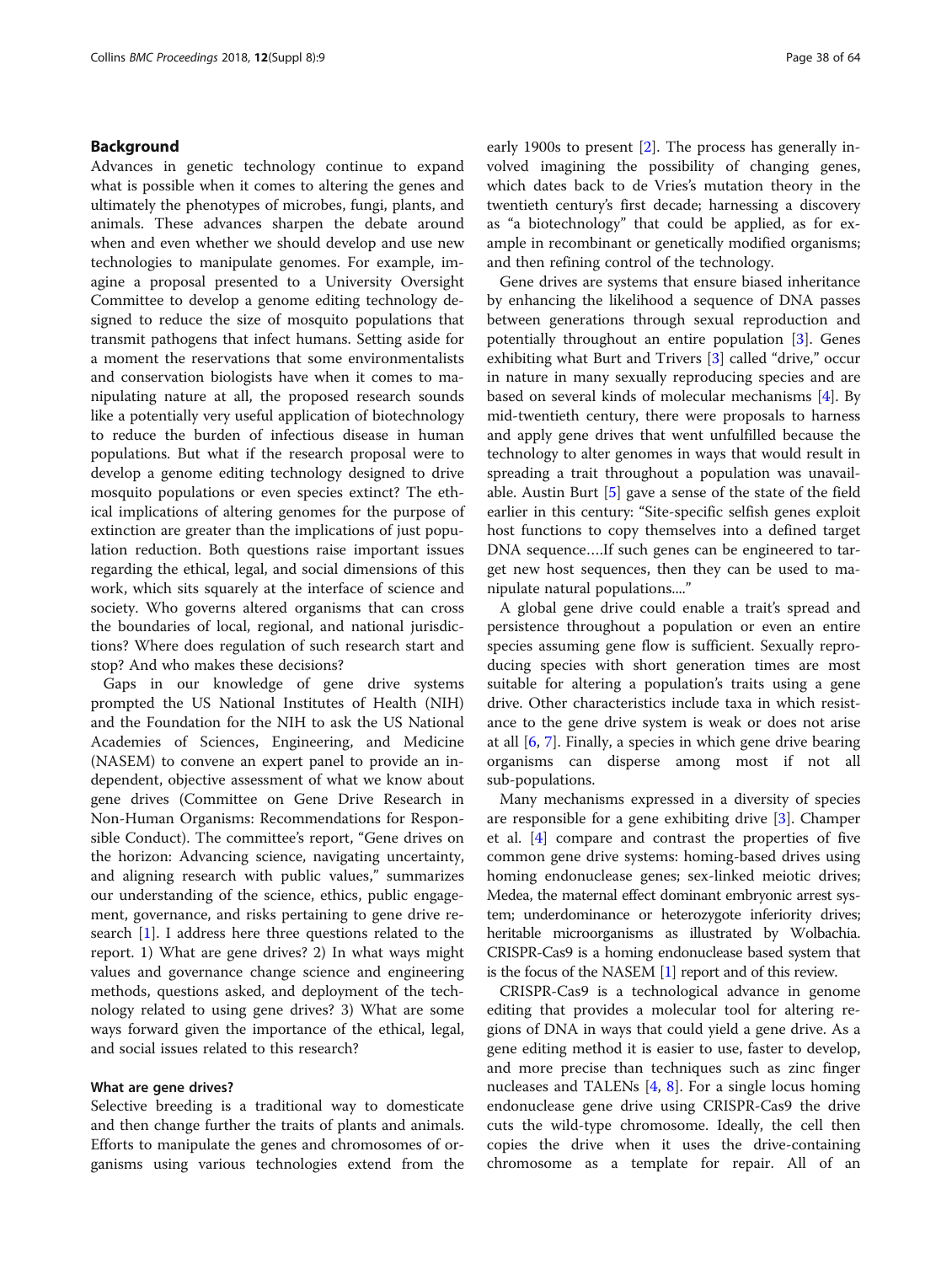## Background

Advances in genetic technology continue to expand what is possible when it comes to altering the genes and ultimately the phenotypes of microbes, fungi, plants, and animals. These advances sharpen the debate around when and even whether we should develop and use new technologies to manipulate genomes. For example, imagine a proposal presented to a University Oversight Committee to develop a genome editing technology designed to reduce the size of mosquito populations that transmit pathogens that infect humans. Setting aside for a moment the reservations that some environmentalists and conservation biologists have when it comes to manipulating nature at all, the proposed research sounds like a potentially very useful application of biotechnology to reduce the burden of infectious disease in human populations. But what if the research proposal were to develop a genome editing technology designed to drive mosquito populations or even species extinct? The ethical implications of altering genomes for the purpose of extinction are greater than the implications of just population reduction. Both questions raise important issues regarding the ethical, legal, and social dimensions of this work, which sits squarely at the interface of science and society. Who governs altered organisms that can cross the boundaries of local, regional, and national jurisdictions? Where does regulation of such research start and stop? And who makes these decisions?

Gaps in our knowledge of gene drive systems prompted the US National Institutes of Health (NIH) and the Foundation for the NIH to ask the US National Academies of Sciences, Engineering, and Medicine (NASEM) to convene an expert panel to provide an independent, objective assessment of what we know about gene drives (Committee on Gene Drive Research in Non-Human Organisms: Recommendations for Responsible Conduct). The committee's report, "Gene drives on the horizon: Advancing science, navigating uncertainty, and aligning research with public values," summarizes our understanding of the science, ethics, public engagement, governance, and risks pertaining to gene drive research [1]. I address here three questions related to the report. 1) What are gene drives? 2) In what ways might values and governance change science and engineering methods, questions asked, and deployment of the technology related to using gene drives? 3) What are some ways forward given the importance of the ethical, legal, and social issues related to this research?

### What are gene drives?

Selective breeding is a traditional way to domesticate and then change further the traits of plants and animals. Efforts to manipulate the genes and chromosomes of organisms using various technologies extend from the early 1900s to present [2]. The process has generally involved imagining the possibility of changing genes, which dates back to de Vries's mutation theory in the twentieth century's first decade; harnessing a discovery as "a biotechnology" that could be applied, as for example in recombinant or genetically modified organisms; and then refining control of the technology.

Gene drives are systems that ensure biased inheritance by enhancing the likelihood a sequence of DNA passes between generations through sexual reproduction and potentially throughout an entire population [3]. Genes exhibiting what Burt and Trivers [3] called "drive," occur in nature in many sexually reproducing species and are based on several kinds of molecular mechanisms [4]. By mid-twentieth century, there were proposals to harness and apply gene drives that went unfulfilled because the technology to alter genomes in ways that would result in spreading a trait throughout a population was unavailable. Austin Burt [5] gave a sense of the state of the field earlier in this century: "Site-specific selfish genes exploit host functions to copy themselves into a defined target DNA sequence….If such genes can be engineered to target new host sequences, then they can be used to manipulate natural populations...."

A global gene drive could enable a trait's spread and persistence throughout a population or even an entire species assuming gene flow is sufficient. Sexually reproducing species with short generation times are most suitable for altering a population's traits using a gene drive. Other characteristics include taxa in which resistance to the gene drive system is weak or does not arise at all [6, 7]. Finally, a species in which gene drive bearing organisms can disperse among most if not all sub-populations.

Many mechanisms expressed in a diversity of species are responsible for a gene exhibiting drive [3]. Champer et al. [4] compare and contrast the properties of five common gene drive systems: homing-based drives using homing endonuclease genes; sex-linked meiotic drives; Medea, the maternal effect dominant embryonic arrest system; underdominance or heterozygote inferiority drives; heritable microorganisms as illustrated by Wolbachia. CRISPR-Cas9 is a homing endonuclease based system that is the focus of the NASEM [1] report and of this review.

CRISPR-Cas9 is a technological advance in genome editing that provides a molecular tool for altering regions of DNA in ways that could yield a gene drive. As a gene editing method it is easier to use, faster to develop, and more precise than techniques such as zinc finger nucleases and TALENs [4, 8]. For a single locus homing endonuclease gene drive using CRISPR-Cas9 the drive cuts the wild-type chromosome. Ideally, the cell then copies the drive when it uses the drive-containing chromosome as a template for repair. All of an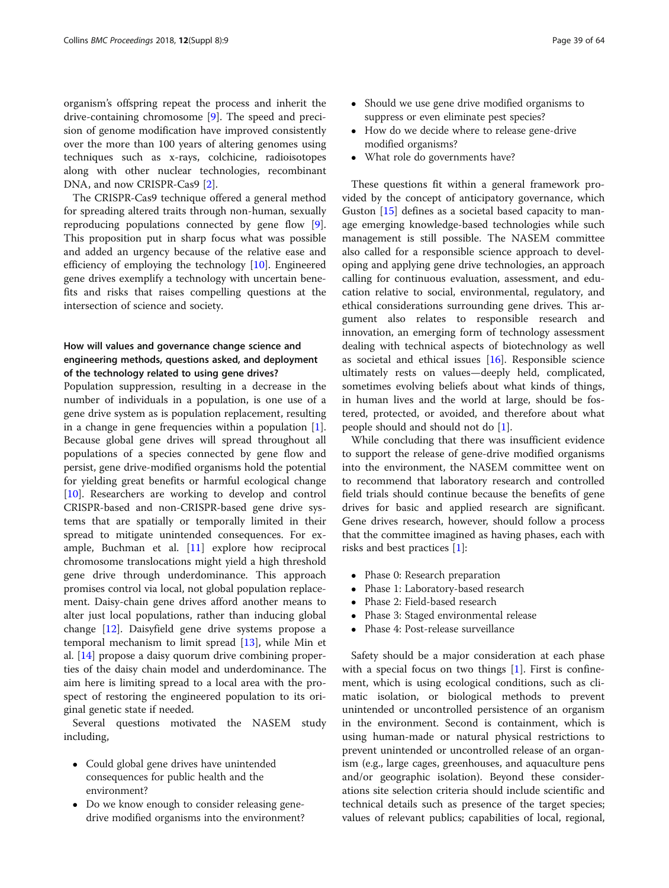organism's offspring repeat the process and inherit the drive-containing chromosome [9]. The speed and precision of genome modification have improved consistently over the more than 100 years of altering genomes using techniques such as x-rays, colchicine, radioisotopes along with other nuclear technologies, recombinant DNA, and now CRISPR-Cas9 [2].

The CRISPR-Cas9 technique offered a general method for spreading altered traits through non-human, sexually reproducing populations connected by gene flow [9]. This proposition put in sharp focus what was possible and added an urgency because of the relative ease and efficiency of employing the technology [10]. Engineered gene drives exemplify a technology with uncertain benefits and risks that raises compelling questions at the intersection of science and society.

### How will values and governance change science and engineering methods, questions asked, and deployment of the technology related to using gene drives?

Population suppression, resulting in a decrease in the number of individuals in a population, is one use of a gene drive system as is population replacement, resulting in a change in gene frequencies within a population [1]. Because global gene drives will spread throughout all populations of a species connected by gene flow and persist, gene drive-modified organisms hold the potential for yielding great benefits or harmful ecological change [10]. Researchers are working to develop and control CRISPR-based and non-CRISPR-based gene drive systems that are spatially or temporally limited in their spread to mitigate unintended consequences. For example, Buchman et al. [11] explore how reciprocal chromosome translocations might yield a high threshold gene drive through underdominance. This approach promises control via local, not global population replacement. Daisy-chain gene drives afford another means to alter just local populations, rather than inducing global change [12]. Daisyfield gene drive systems propose a temporal mechanism to limit spread [13], while Min et al. [14] propose a daisy quorum drive combining properties of the daisy chain model and underdominance. The aim here is limiting spread to a local area with the prospect of restoring the engineered population to its original genetic state if needed.

Several questions motivated the NASEM study including,

- Could global gene drives have unintended consequences for public health and the environment?
- Do we know enough to consider releasing gene-drive modified organisms into the environment?
- Should we use gene drive modified organisms to suppress or even eliminate pest species?
- How do we decide where to release gene-drive modified organisms?
- What role do governments have?

These questions fit within a general framework provided by the concept of anticipatory governance, which Guston [15] defines as a societal based capacity to manage emerging knowledge-based technologies while such management is still possible. The NASEM committee also called for a responsible science approach to developing and applying gene drive technologies, an approach calling for continuous evaluation, assessment, and education relative to social, environmental, regulatory, and ethical considerations surrounding gene drives. This argument also relates to responsible research and innovation, an emerging form of technology assessment dealing with technical aspects of biotechnology as well as societal and ethical issues [16]. Responsible science ultimately rests on values—deeply held, complicated, sometimes evolving beliefs about what kinds of things, in human lives and the world at large, should be fostered, protected, or avoided, and therefore about what people should and should not do [1].

While concluding that there was insufficient evidence to support the release of gene-drive modified organisms into the environment, the NASEM committee went on to recommend that laboratory research and controlled field trials should continue because the benefits of gene drives for basic and applied research are significant. Gene drives research, however, should follow a process that the committee imagined as having phases, each with risks and best practices [1]:

- Phase 0: Research preparation
- Phase 1: Laboratory-based research
- Phase 2: Field-based research
- Phase 3: Staged environmental release
- Phase 4: Post-release surveillance

Safety should be a major consideration at each phase with a special focus on two things [1]. First is confinement, which is using ecological conditions, such as climatic isolation, or biological methods to prevent unintended or uncontrolled persistence of an organism in the environment. Second is containment, which is using human-made or natural physical restrictions to prevent unintended or uncontrolled release of an organism (e.g., large cages, greenhouses, and aquaculture pens and/or geographic isolation). Beyond these considerations site selection criteria should include scientific and technical details such as presence of the target species; values of relevant publics; capabilities of local, regional,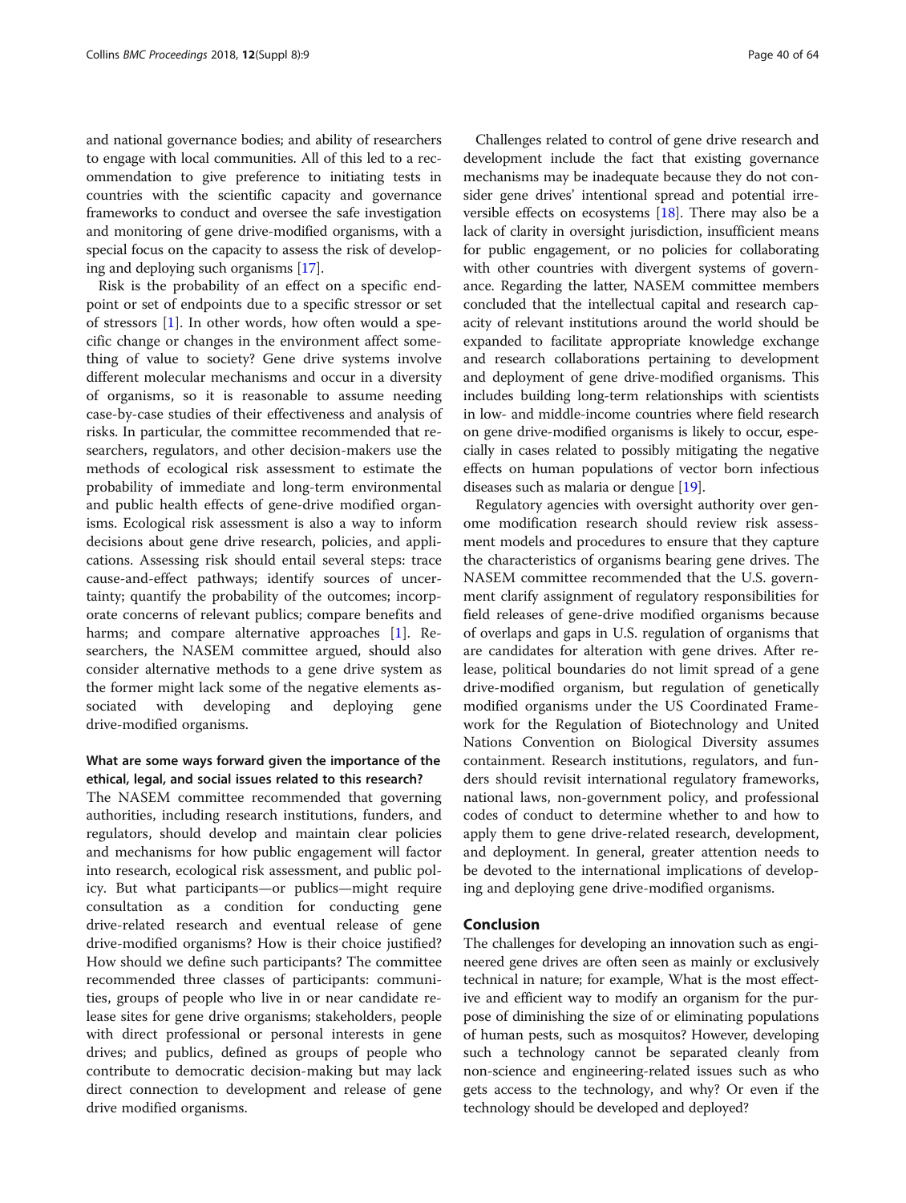and national governance bodies; and ability of researchers to engage with local communities. All of this led to a recommendation to give preference to initiating tests in countries with the scientific capacity and governance frameworks to conduct and oversee the safe investigation and monitoring of gene drive-modified organisms, with a special focus on the capacity to assess the risk of developing and deploying such organisms [17].

Risk is the probability of an effect on a specific endpoint or set of endpoints due to a specific stressor or set of stressors [1]. In other words, how often would a specific change or changes in the environment affect something of value to society? Gene drive systems involve different molecular mechanisms and occur in a diversity of organisms, so it is reasonable to assume needing case-by-case studies of their effectiveness and analysis of risks. In particular, the committee recommended that researchers, regulators, and other decision-makers use the methods of ecological risk assessment to estimate the probability of immediate and long-term environmental and public health effects of gene-drive modified organisms. Ecological risk assessment is also a way to inform decisions about gene drive research, policies, and applications. Assessing risk should entail several steps: trace cause-and-effect pathways; identify sources of uncertainty; quantify the probability of the outcomes; incorporate concerns of relevant publics; compare benefits and harms; and compare alternative approaches [1]. Researchers, the NASEM committee argued, should also consider alternative methods to a gene drive system as the former might lack some of the negative elements associated with developing and deploying gene drive-modified organisms.

#### What are some ways forward given the importance of the ethical, legal, and social issues related to this research?

The NASEM committee recommended that governing authorities, including research institutions, funders, and regulators, should develop and maintain clear policies and mechanisms for how public engagement will factor into research, ecological risk assessment, and public policy. But what participants—or publics—might require consultation as a condition for conducting gene drive-related research and eventual release of gene drive-modified organisms? How is their choice justified? How should we define such participants? The committee recommended three classes of participants: communities, groups of people who live in or near candidate release sites for gene drive organisms; stakeholders, people with direct professional or personal interests in gene drives; and publics, defined as groups of people who contribute to democratic decision-making but may lack direct connection to development and release of gene drive modified organisms.

Challenges related to control of gene drive research and development include the fact that existing governance mechanisms may be inadequate because they do not consider gene drives' intentional spread and potential irreversible effects on ecosystems [18]. There may also be a lack of clarity in oversight jurisdiction, insufficient means for public engagement, or no policies for collaborating with other countries with divergent systems of governance. Regarding the latter, NASEM committee members concluded that the intellectual capital and research capacity of relevant institutions around the world should be expanded to facilitate appropriate knowledge exchange and research collaborations pertaining to development and deployment of gene drive-modified organisms. This includes building long-term relationships with scientists in low- and middle-income countries where field research on gene drive-modified organisms is likely to occur, especially in cases related to possibly mitigating the negative effects on human populations of vector born infectious diseases such as malaria or dengue [19].

Regulatory agencies with oversight authority over genome modification research should review risk assessment models and procedures to ensure that they capture the characteristics of organisms bearing gene drives. The NASEM committee recommended that the U.S. government clarify assignment of regulatory responsibilities for field releases of gene-drive modified organisms because of overlaps and gaps in U.S. regulation of organisms that are candidates for alteration with gene drives. After release, political boundaries do not limit spread of a gene drive-modified organism, but regulation of genetically modified organisms under the US Coordinated Framework for the Regulation of Biotechnology and United Nations Convention on Biological Diversity assumes containment. Research institutions, regulators, and funders should revisit international regulatory frameworks, national laws, non-government policy, and professional codes of conduct to determine whether to and how to apply them to gene drive-related research, development, and deployment. In general, greater attention needs to be devoted to the international implications of developing and deploying gene drive-modified organisms.

## Conclusion

The challenges for developing an innovation such as engineered gene drives are often seen as mainly or exclusively technical in nature; for example, What is the most effective and efficient way to modify an organism for the purpose of diminishing the size of or eliminating populations of human pests, such as mosquitos? However, developing such a technology cannot be separated cleanly from non-science and engineering-related issues such as who gets access to the technology, and why? Or even if the technology should be developed and deployed?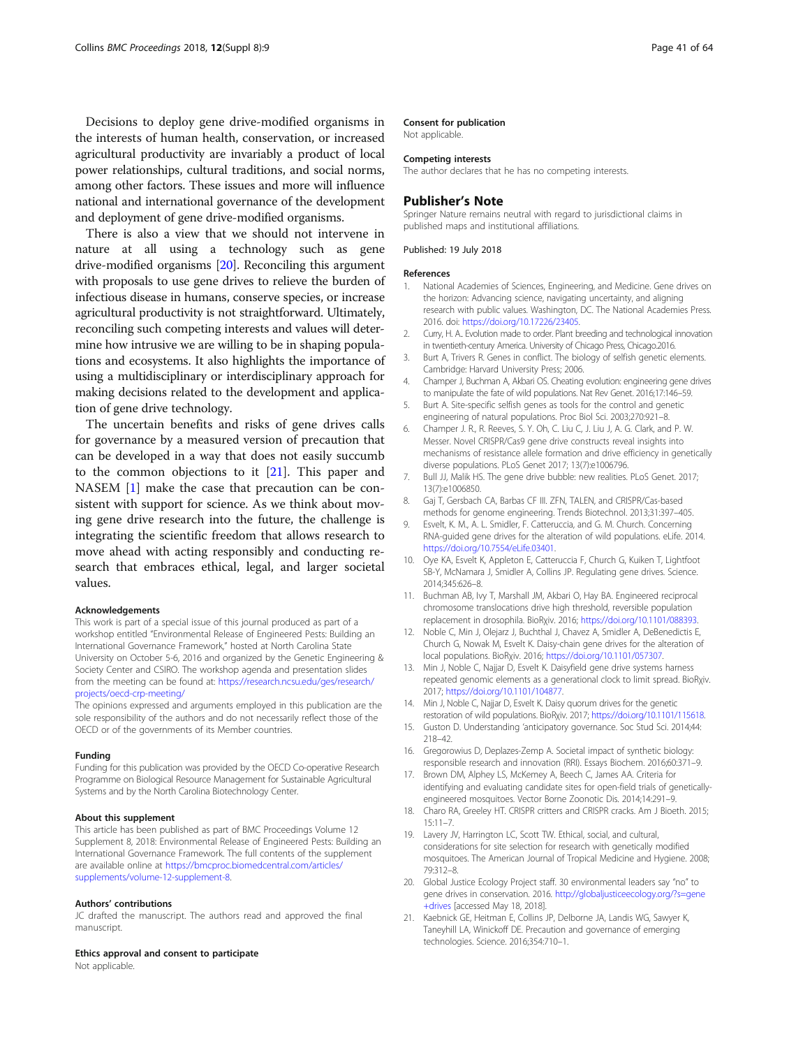Decisions to deploy gene drive-modified organisms in the interests of human health, conservation, or increased agricultural productivity are invariably a product of local power relationships, cultural traditions, and social norms, among other factors. These issues and more will influence national and international governance of the development and deployment of gene drive-modified organisms.

There is also a view that we should not intervene in nature at all using a technology such as gene drive-modified organisms [20]. Reconciling this argument with proposals to use gene drives to relieve the burden of infectious disease in humans, conserve species, or increase agricultural productivity is not straightforward. Ultimately, reconciling such competing interests and values will determine how intrusive we are willing to be in shaping populations and ecosystems. It also highlights the importance of using a multidisciplinary or interdisciplinary approach for making decisions related to the development and application of gene drive technology.

The uncertain benefits and risks of gene drives calls for governance by a measured version of precaution that can be developed in a way that does not easily succumb to the common objections to it [21]. This paper and NASEM [1] make the case that precaution can be consistent with support for science. As we think about moving gene drive research into the future, the challenge is integrating the scientific freedom that allows research to move ahead with acting responsibly and conducting research that embraces ethical, legal, and larger societal values.

#### Acknowledgements

This work is part of a special issue of this journal produced as part of a workshop entitled "Environmental Release of Engineered Pests: Building an International Governance Framework," hosted at North Carolina State University on October 5-6, 2016 and organized by the Genetic Engineering & Society Center and CSIRO. The workshop agenda and presentation slides from the meeting can be found at: https://research.ncsu.edu/ges/research/projects/oecd-crp-meeting/

The opinions expressed and arguments employed in this publication are the sole responsibility of the authors and do not necessarily reflect those of the OECD or of the governments of its Member countries.

#### Funding

Funding for this publication was provided by the OECD Co-operative Research Programme on Biological Resource Management for Sustainable Agricultural Systems and by the North Carolina Biotechnology Center.

#### About this supplement

This article has been published as part of BMC Proceedings Volume 12 Supplement 8, 2018: Environmental Release of Engineered Pests: Building an International Governance Framework. The full contents of the supplement are available online at https://bmcproc.biomedcentral.com/articles/supplements/volume-12-supplement-8.

#### Authors' contributions

JC drafted the manuscript. The authors read and approved the final manuscript.

#### Ethics approval and consent to participate

Not applicable.

#### Consent for publication

Not applicable.

#### Competing interests

The author declares that he has no competing interests.

## Publisher's Note

Springer Nature remains neutral with regard to jurisdictional claims in published maps and institutional affiliations.

Published: 19 July 2018

#### References

1. National Academies of Sciences, Engineering, and Medicine. Gene drives on the horizon: Advancing science, navigating uncertainty, and aligning research with public values. Washington, DC. The National Academies Press. 2016. doi: https://doi.org/10.17226/23405.
2. Curry, H. A.. Evolution made to order. Plant breeding and technological innovation in twentieth-century America. University of Chicago Press, Chicago.2016.
3. Burt A, Trivers R. Genes in conflict. The biology of selfish genetic elements. Cambridge: Harvard University Press; 2006.
4. Champer J, Buchman A, Akbari OS. Cheating evolution: engineering gene drives to manipulate the fate of wild populations. Nat Rev Genet. 2016;17:146–59.
5. Burt A. Site-specific selfish genes as tools for the control and genetic engineering of natural populations. Proc Biol Sci. 2003;270:921–8.
6. Champer J. R., R. Reeves, S. Y. Oh, C. Liu C, J. Liu J, A. G. Clark, and P. W. Messer. Novel CRISPR/Cas9 gene drive constructs reveal insights into mechanisms of resistance allele formation and drive efficiency in genetically diverse populations. PLoS Genet 2017; 13(7):e1006796.
7. Bull JJ, Malik HS. The gene drive bubble: new realities. PLoS Genet. 2017; 13(7):e1006850.
8. Gaj T, Gersbach CA, Barbas CF III. ZFN, TALEN, and CRISPR/Cas-based methods for genome engineering. Trends Biotechnol. 2013;31:397–405.
9. Esvelt, K. M., A. L. Smidler, F. Catteruccia, and G. M. Church. Concerning RNA-guided gene drives for the alteration of wild populations. eLife. 2014. https://doi.org/10.7554/eLife.03401.
10. Oye KA, Esvelt K, Appleton E, Catteruccia F, Church G, Kuiken T, Lightfoot SB-Y, McNamara J, Smidler A, Collins JP. Regulating gene drives. Science. 2014;345:626–8.
11. Buchman AB, Ivy T, Marshall JM, Akbari O, Hay BA. Engineered reciprocal chromosome translocations drive high threshold, reversible population replacement in drosophila. BioRχiv. 2016; https://doi.org/10.1101/088393.
12. Noble C, Min J, Olejarz J, Buchthal J, Chavez A, Smidler A, DeBenedictis E, Church G, Nowak M, Esvelt K. Daisy-chain gene drives for the alteration of local populations. BioRχiv. 2016; https://doi.org/10.1101/057307.
13. Min J, Noble C, Najjar D, Esvelt K. Daisyfield gene drive systems harness repeated genomic elements as a generational clock to limit spread. BioRχiv. 2017; https://doi.org/10.1101/104877.
14. Min J, Noble C, Najjar D, Esvelt K. Daisy quorum drives for the genetic restoration of wild populations. BioRχiv. 2017; https://doi.org/10.1101/115618.
15. Guston D. Understanding 'anticipatory governance. Soc Stud Sci. 2014;44: 218–42.
16. Gregorowius D, Deplazes-Zemp A. Societal impact of synthetic biology: responsible research and innovation (RRI). Essays Biochem. 2016;60:371–9.
17. Brown DM, Alphey LS, McKemey A, Beech C, James AA. Criteria for identifying and evaluating candidate sites for open-field trials of genetically-engineered mosquitoes. Vector Borne Zoonotic Dis. 2014;14:291–9.
18. Charo RA, Greeley HT. CRISPR critters and CRISPR cracks. Am J Bioeth. 2015; 15:11–7.
19. Lavery JV, Harrington LC, Scott TW. Ethical, social, and cultural, considerations for site selection for research with genetically modified mosquitoes. The American Journal of Tropical Medicine and Hygiene. 2008; 79:312–8.
20. Global Justice Ecology Project staff. 30 environmental leaders say "no" to gene drives in conservation. 2016. http://globaljusticeecology.org/?s=gene+drives [accessed May 18, 2018].
21. Kaebnick GE, Heitman E, Collins JP, Delborne JA, Landis WG, Sawyer K, Taneyhill LA, Winickoff DE. Precaution and governance of emerging technologies. Science. 2016;354:710–1.